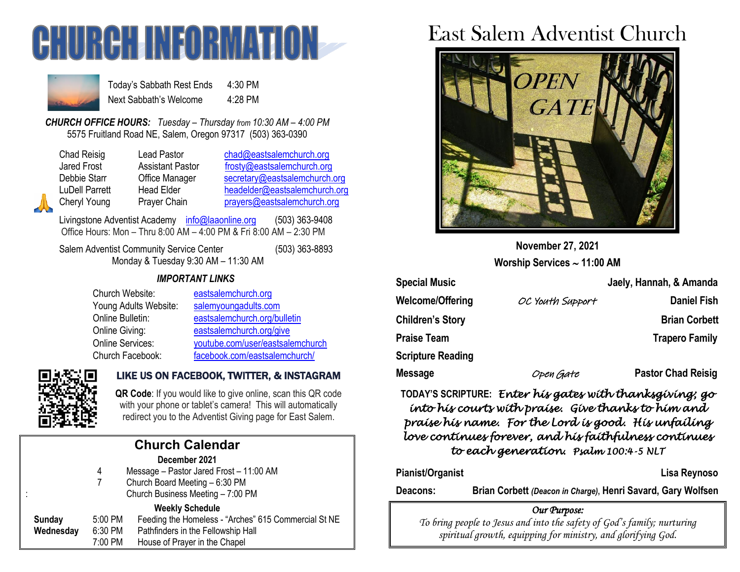# CHURCH INFORMATION

Today's Sabbath Rest Ends 4:30 PM
Next Sabbath's Welcome 4:28 PM

***CHURCH OFFICE HOURS:*** *Tuesday – Thursday from 10:30 AM – 4:00 PM*
5575 Fruitland Road NE, Salem, Oregon 97317 (503) 363-0390

| | | |
|---|---|---|
| Chad Reisig | Lead Pastor | chad@eastsalemchurch.org |
| Jared Frost | Assistant Pastor | frosty@eastsalemchurch.org |
| Debbie Starr | Office Manager | secretary@eastsalemchurch.org |
| LuDell Parrett | Head Elder | headelder@eastsalemchurch.org |
| Cheryl Young | Prayer Chain | prayers@eastsalemchurch.org |

Livingstone Adventist Academy info@laaonline.org (503) 363-9408
Office Hours: Mon – Thru 8:00 AM – 4:00 PM & Fri 8:00 AM – 2:30 PM

Salem Adventist Community Service Center (503) 363-8893
Monday & Tuesday 9:30 AM – 11:30 AM

***IMPORTANT LINKS***

| | |
|---|---|
| Church Website: | eastsalemchurch.org |
| Young Adults Website: | salemyoungadults.com |
| Online Bulletin: | eastsalemchurch.org/bulletin |
| Online Giving: | eastsalemchurch.org/give |
| Online Services: | youtube.com/user/eastsalemchurch |
| Church Facebook: | facebook.com/eastsalemchurch/ |

**LIKE US ON FACEBOOK, TWITTER, & INSTAGRAM**

**QR Code**: If you would like to give online, scan this QR code with your phone or tablet's camera! This will automatically redirect you to the Adventist Giving page for East Salem.

## Church Calendar

**December 2021**

| | |
|---|---|
| 4 | Message – Pastor Jared Frost – 11:00 AM |
| 7 | Church Board Meeting – 6:30 PM |
| | Church Business Meeting – 7:00 PM |

**Weekly Schedule**

| | | |
|---|---|---|
| **Sunday** | 5:00 PM | Feeding the Homeless - "Arches" 615 Commercial St NE |
| **Wednesday** | 6:30 PM | Pathfinders in the Fellowship Hall |
| | 7:00 PM | House of Prayer in the Chapel |

# East Salem Adventist Church

OPEN GATE

**November 27, 2021**
**Worship Services ~ 11:00 AM**

| | | |
|---|---|---|
| **Special Music** | | **Jaely, Hannah, & Amanda** |
| **Welcome/Offering** | *OC Youth Support* | **Daniel Fish** |
| **Children's Story** | | **Brian Corbett** |
| **Praise Team** | | **Trapero Family** |
| **Scripture Reading** | | |
| **Message** | *Open Gate* | **Pastor Chad Reisig** |

**TODAY'S SCRIPTURE:** *Enter his gates with thanksgiving; go into his courts with praise. Give thanks to him and praise his name. For the Lord is good. His unfailing love continues forever, and his faithfulness continues to each generation. Psalm 100:4-5 NLT*

**Pianist/Organist** **Lisa Reynoso**

**Deacons:** **Brian Corbett** ***(Deacon in Charge)***, **Henri Savard, Gary Wolfsen**

*Our Purpose:*
*To bring people to Jesus and into the safety of God's family; nurturing spiritual growth, equipping for ministry, and glorifying God.*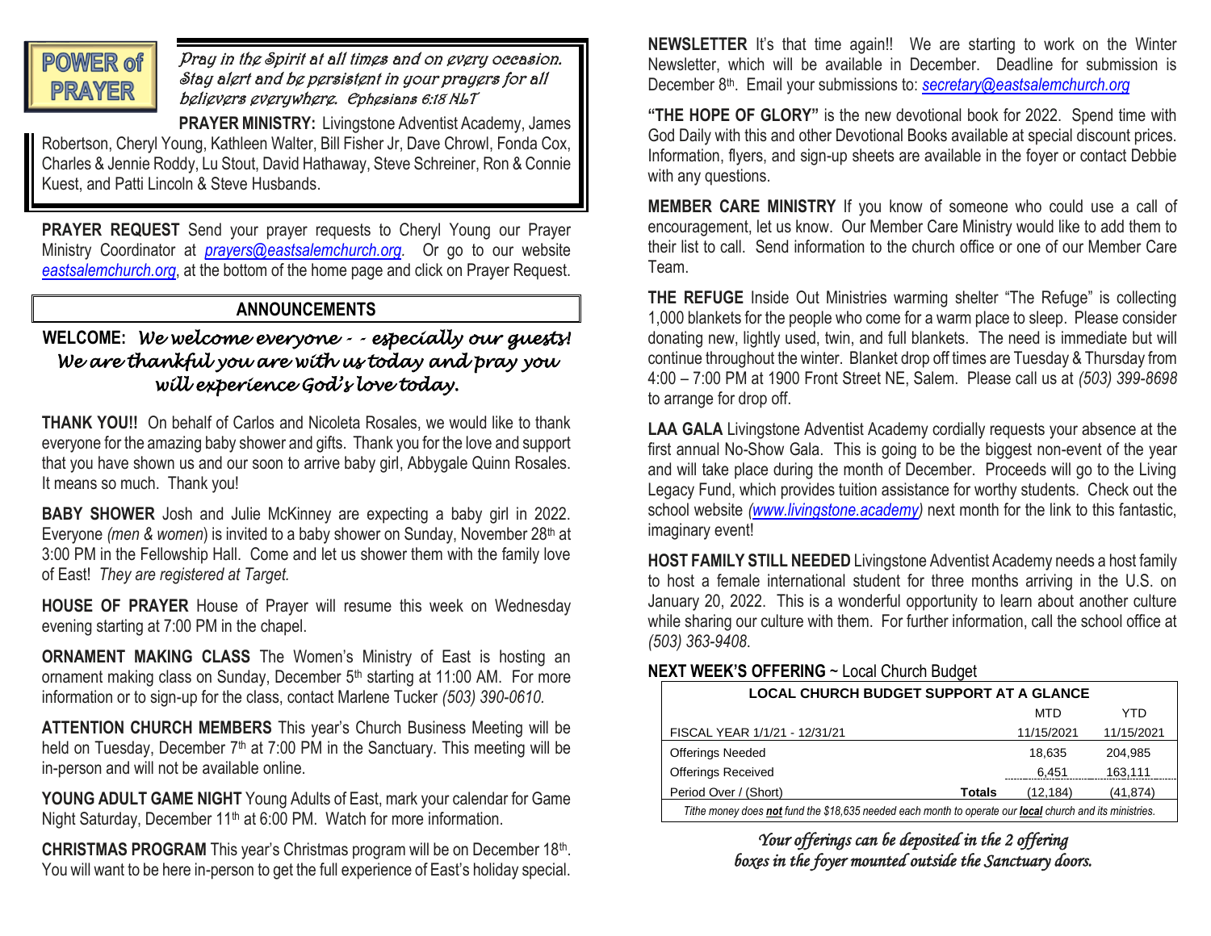**POWER of PRAYER**

*Pray in the Spirit at all times and on every occasion. Stay alert and be persistent in your prayers for all believers everywhere. Ephesians 6:18 NLT*

**PRAYER MINISTRY:** Livingstone Adventist Academy, James Robertson, Cheryl Young, Kathleen Walter, Bill Fisher Jr, Dave Chrowl, Fonda Cox, Charles & Jennie Roddy, Lu Stout, David Hathaway, Steve Schreiner, Ron & Connie Kuest, and Patti Lincoln & Steve Husbands.

**PRAYER REQUEST** Send your prayer requests to Cheryl Young our Prayer Ministry Coordinator at *prayers@eastsalemchurch.org*. Or go to our website *eastsalemchurch.org*, at the bottom of the home page and click on Prayer Request.

## ANNOUNCEMENTS

**WELCOME:** *We welcome everyone - - especially our guests! We are thankful you are with us today and pray you will experience God's love today.*

**THANK YOU!!** On behalf of Carlos and Nicoleta Rosales, we would like to thank everyone for the amazing baby shower and gifts. Thank you for the love and support that you have shown us and our soon to arrive baby girl, Abbygale Quinn Rosales. It means so much. Thank you!

**BABY SHOWER** Josh and Julie McKinney are expecting a baby girl in 2022. Everyone *(men & women*) is invited to a baby shower on Sunday, November 28th at 3:00 PM in the Fellowship Hall. Come and let us shower them with the family love of East! *They are registered at Target.*

**HOUSE OF PRAYER** House of Prayer will resume this week on Wednesday evening starting at 7:00 PM in the chapel.

**ORNAMENT MAKING CLASS** The Women's Ministry of East is hosting an ornament making class on Sunday, December 5th starting at 11:00 AM. For more information or to sign-up for the class, contact Marlene Tucker *(503) 390-0610.*

**ATTENTION CHURCH MEMBERS** This year's Church Business Meeting will be held on Tuesday, December 7th at 7:00 PM in the Sanctuary. This meeting will be in-person and will not be available online.

**YOUNG ADULT GAME NIGHT** Young Adults of East, mark your calendar for Game Night Saturday, December 11th at 6:00 PM. Watch for more information.

**CHRISTMAS PROGRAM** This year's Christmas program will be on December 18th. You will want to be here in-person to get the full experience of East's holiday special.

**NEWSLETTER** It's that time again!! We are starting to work on the Winter Newsletter, which will be available in December. Deadline for submission is December 8th. Email your submissions to: *secretary@eastsalemchurch.org*

**"THE HOPE OF GLORY"** is the new devotional book for 2022. Spend time with God Daily with this and other Devotional Books available at special discount prices. Information, flyers, and sign-up sheets are available in the foyer or contact Debbie with any questions.

**MEMBER CARE MINISTRY** If you know of someone who could use a call of encouragement, let us know. Our Member Care Ministry would like to add them to their list to call. Send information to the church office or one of our Member Care Team.

**THE REFUGE** Inside Out Ministries warming shelter "The Refuge" is collecting 1,000 blankets for the people who come for a warm place to sleep. Please consider donating new, lightly used, twin, and full blankets. The need is immediate but will continue throughout the winter. Blanket drop off times are Tuesday & Thursday from 4:00 – 7:00 PM at 1900 Front Street NE, Salem. Please call us at *(503) 399-8698* to arrange for drop off.

**LAA GALA** Livingstone Adventist Academy cordially requests your absence at the first annual No-Show Gala. This is going to be the biggest non-event of the year and will take place during the month of December. Proceeds will go to the Living Legacy Fund, which provides tuition assistance for worthy students. Check out the school website *(www.livingstone.academy)* next month for the link to this fantastic, imaginary event!

**HOST FAMILY STILL NEEDED** Livingstone Adventist Academy needs a host family to host a female international student for three months arriving in the U.S. on January 20, 2022. This is a wonderful opportunity to learn about another culture while sharing our culture with them. For further information, call the school office at *(503) 363-9408*.

**NEXT WEEK'S OFFERING** ~ Local Church Budget

| LOCAL CHURCH BUDGET SUPPORT AT A GLANCE | | | |
|---|---|---|---|
| | | MTD | YTD |
| FISCAL YEAR 1/1/21 - 12/31/21 | | 11/15/2021 | 11/15/2021 |
| Offerings Needed | | 18,635 | 204,985 |
| Offerings Received | | 6,451 | 163,111 |
| Period Over / (Short) | **Totals** | (12,184) | (41,874) |

*Tithe money does **not** fund the $18,635 needed each month to operate our **local** church and its ministries.*

*Your offerings can be deposited in the 2 offering boxes in the foyer mounted outside the Sanctuary doors.*